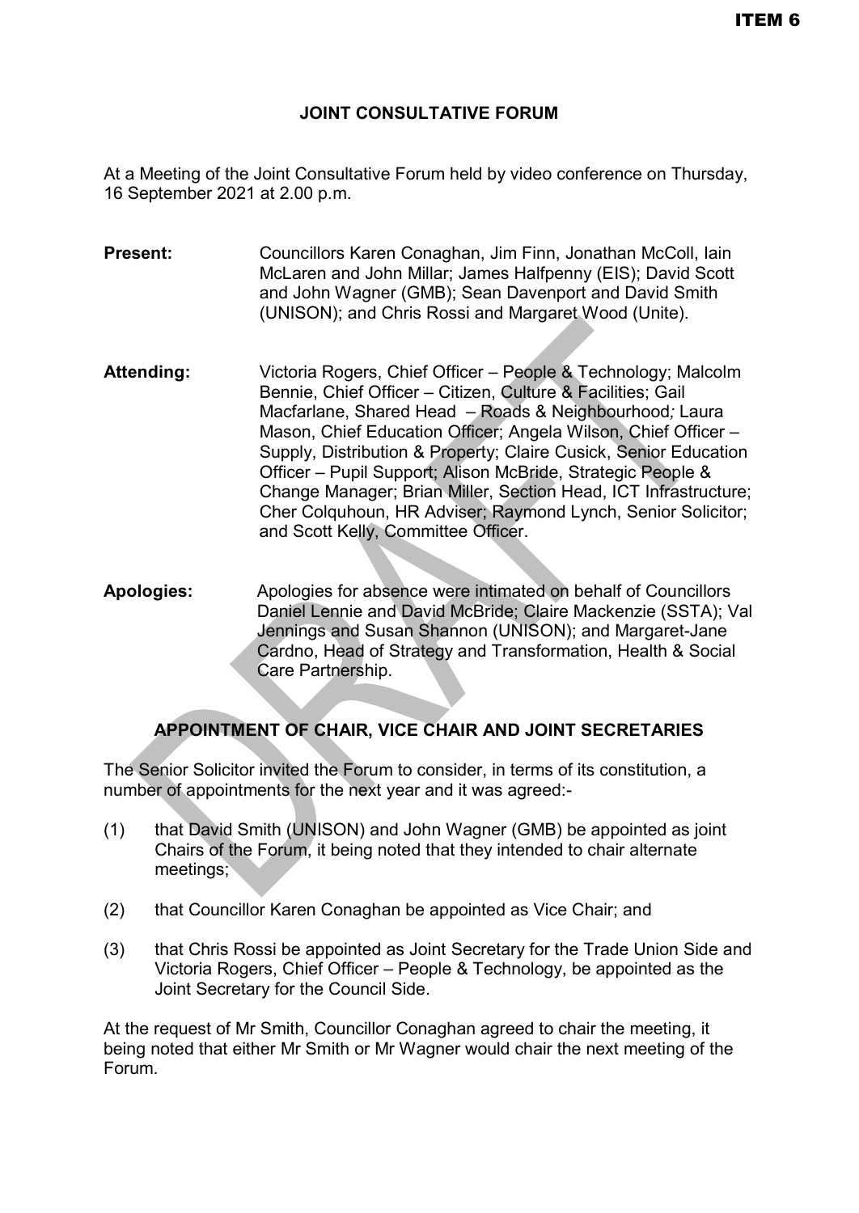ITEM 6

# JOINT CONSULTATIVE FORUM

At a Meeting of the Joint Consultative Forum held by video conference on Thursday, 16 September 2021 at 2.00 p.m.

**Present:** Councillors Karen Conaghan, Jim Finn, Jonathan McColl, Iain McLaren and John Millar; James Halfpenny (EIS); David Scott and John Wagner (GMB); Sean Davenport and David Smith (UNISON); and Chris Rossi and Margaret Wood (Unite).

**Attending:** Victoria Rogers, Chief Officer – People & Technology; Malcolm Bennie, Chief Officer – Citizen, Culture & Facilities; Gail Macfarlane, Shared Head – Roads & Neighbourhood*;* Laura Mason, Chief Education Officer; Angela Wilson, Chief Officer – Supply, Distribution & Property; Claire Cusick, Senior Education Officer – Pupil Support; Alison McBride, Strategic People & Change Manager; Brian Miller, Section Head, ICT Infrastructure; Cher Colquhoun, HR Adviser; Raymond Lynch, Senior Solicitor; and Scott Kelly, Committee Officer.

**Apologies:** Apologies for absence were intimated on behalf of Councillors Daniel Lennie and David McBride; Claire Mackenzie (SSTA); Val Jennings and Susan Shannon (UNISON); and Margaret-Jane Cardno, Head of Strategy and Transformation, Health & Social Care Partnership.

## APPOINTMENT OF CHAIR, VICE CHAIR AND JOINT SECRETARIES

The Senior Solicitor invited the Forum to consider, in terms of its constitution, a number of appointments for the next year and it was agreed:-

(1) that David Smith (UNISON) and John Wagner (GMB) be appointed as joint Chairs of the Forum, it being noted that they intended to chair alternate meetings;

(2) that Councillor Karen Conaghan be appointed as Vice Chair; and

(3) that Chris Rossi be appointed as Joint Secretary for the Trade Union Side and Victoria Rogers, Chief Officer – People & Technology, be appointed as the Joint Secretary for the Council Side.

At the request of Mr Smith, Councillor Conaghan agreed to chair the meeting, it being noted that either Mr Smith or Mr Wagner would chair the next meeting of the Forum.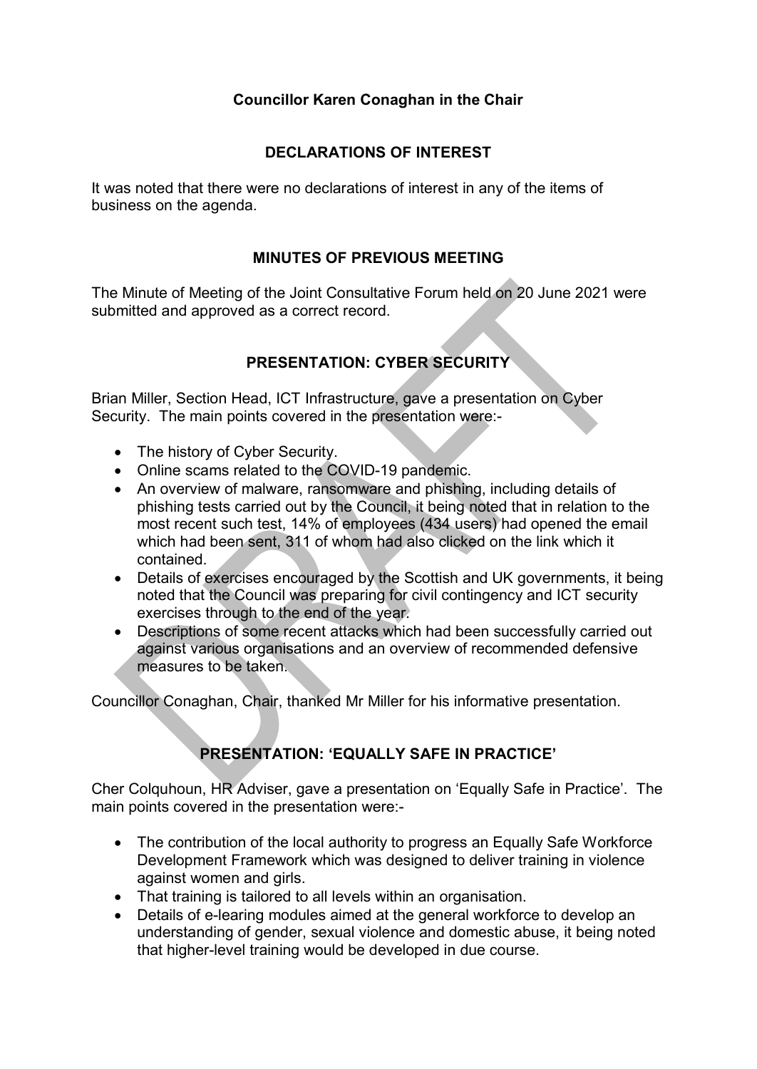**Councillor Karen Conaghan in the Chair**

## DECLARATIONS OF INTEREST

It was noted that there were no declarations of interest in any of the items of business on the agenda.

## MINUTES OF PREVIOUS MEETING

The Minute of Meeting of the Joint Consultative Forum held on 20 June 2021 were submitted and approved as a correct record.

## PRESENTATION: CYBER SECURITY

Brian Miller, Section Head, ICT Infrastructure, gave a presentation on Cyber Security. The main points covered in the presentation were:-

- The history of Cyber Security.
- Online scams related to the COVID-19 pandemic.
- An overview of malware, ransomware and phishing, including details of phishing tests carried out by the Council, it being noted that in relation to the most recent such test, 14% of employees (434 users) had opened the email which had been sent, 311 of whom had also clicked on the link which it contained.
- Details of exercises encouraged by the Scottish and UK governments, it being noted that the Council was preparing for civil contingency and ICT security exercises through to the end of the year.
- Descriptions of some recent attacks which had been successfully carried out against various organisations and an overview of recommended defensive measures to be taken.

Councillor Conaghan, Chair, thanked Mr Miller for his informative presentation.

## PRESENTATION: 'EQUALLY SAFE IN PRACTICE'

Cher Colquhoun, HR Adviser, gave a presentation on 'Equally Safe in Practice'. The main points covered in the presentation were:-

- The contribution of the local authority to progress an Equally Safe Workforce Development Framework which was designed to deliver training in violence against women and girls.
- That training is tailored to all levels within an organisation.
- Details of e-learing modules aimed at the general workforce to develop an understanding of gender, sexual violence and domestic abuse, it being noted that higher-level training would be developed in due course.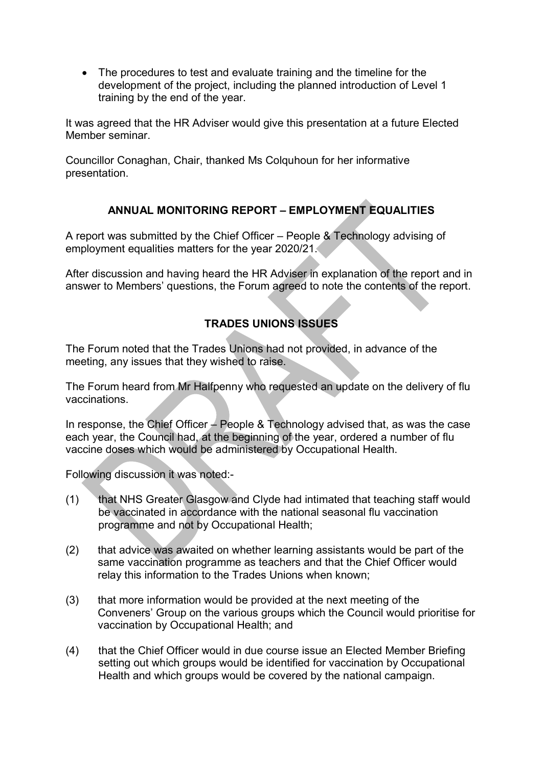- The procedures to test and evaluate training and the timeline for the development of the project, including the planned introduction of Level 1 training by the end of the year.

It was agreed that the HR Adviser would give this presentation at a future Elected Member seminar.

Councillor Conaghan, Chair, thanked Ms Colquhoun for her informative presentation.

## ANNUAL MONITORING REPORT – EMPLOYMENT EQUALITIES

A report was submitted by the Chief Officer – People & Technology advising of employment equalities matters for the year 2020/21.

After discussion and having heard the HR Adviser in explanation of the report and in answer to Members' questions, the Forum agreed to note the contents of the report.

## TRADES UNIONS ISSUES

The Forum noted that the Trades Unions had not provided, in advance of the meeting, any issues that they wished to raise.

The Forum heard from Mr Halfpenny who requested an update on the delivery of flu vaccinations.

In response, the Chief Officer – People & Technology advised that, as was the case each year, the Council had, at the beginning of the year, ordered a number of flu vaccine doses which would be administered by Occupational Health.

Following discussion it was noted:-

(1) that NHS Greater Glasgow and Clyde had intimated that teaching staff would be vaccinated in accordance with the national seasonal flu vaccination programme and not by Occupational Health;

(2) that advice was awaited on whether learning assistants would be part of the same vaccination programme as teachers and that the Chief Officer would relay this information to the Trades Unions when known;

(3) that more information would be provided at the next meeting of the Conveners' Group on the various groups which the Council would prioritise for vaccination by Occupational Health; and

(4) that the Chief Officer would in due course issue an Elected Member Briefing setting out which groups would be identified for vaccination by Occupational Health and which groups would be covered by the national campaign.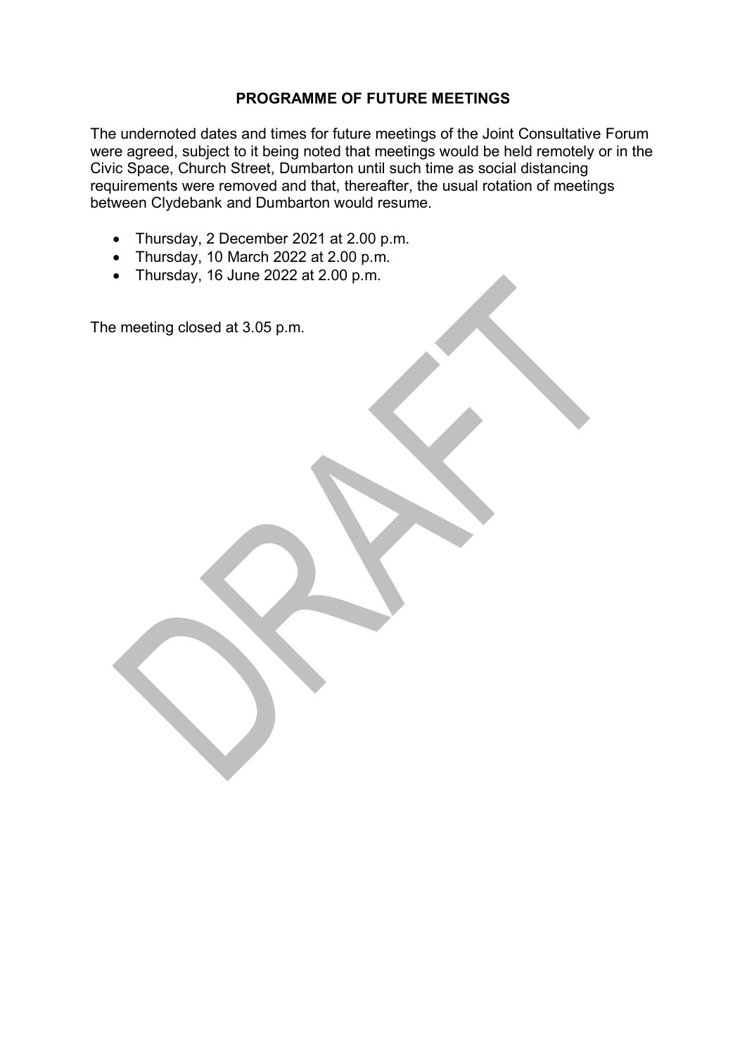## PROGRAMME OF FUTURE MEETINGS

The undernoted dates and times for future meetings of the Joint Consultative Forum were agreed, subject to it being noted that meetings would be held remotely or in the Civic Space, Church Street, Dumbarton until such time as social distancing requirements were removed and that, thereafter, the usual rotation of meetings between Clydebank and Dumbarton would resume.

- Thursday, 2 December 2021 at 2.00 p.m.
- Thursday, 10 March 2022 at 2.00 p.m.
- Thursday, 16 June 2022 at 2.00 p.m.

The meeting closed at 3.05 p.m.

DRAFT